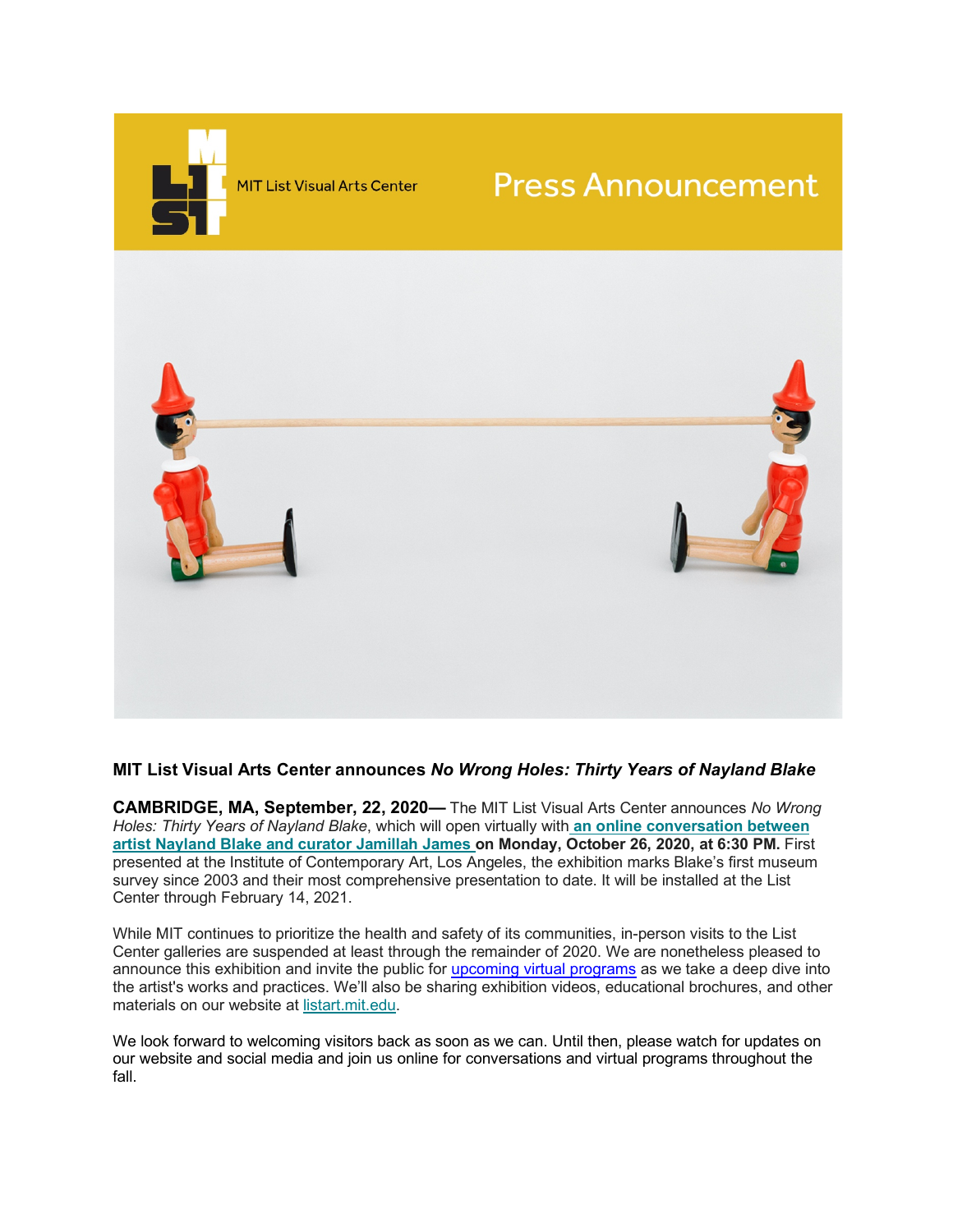MIT List Visual Arts Center

# Press Announcement

## MIT List Visual Arts Center announces *No Wrong Holes: Thirty Years of Nayland Blake*

**CAMBRIDGE, MA, September, 22, 2020—** The MIT List Visual Arts Center announces *No Wrong Holes: Thirty Years of Nayland Blake*, which will open virtually with **an online conversation between artist Nayland Blake and curator Jamillah James on Monday, October 26, 2020, at 6:30 PM.** First presented at the Institute of Contemporary Art, Los Angeles, the exhibition marks Blake's first museum survey since 2003 and their most comprehensive presentation to date. It will be installed at the List Center through February 14, 2021.

While MIT continues to prioritize the health and safety of its communities, in-person visits to the List Center galleries are suspended at least through the remainder of 2020. We are nonetheless pleased to announce this exhibition and invite the public for upcoming virtual programs as we take a deep dive into the artist's works and practices. We'll also be sharing exhibition videos, educational brochures, and other materials on our website at listart.mit.edu.

We look forward to welcoming visitors back as soon as we can. Until then, please watch for updates on our website and social media and join us online for conversations and virtual programs throughout the fall.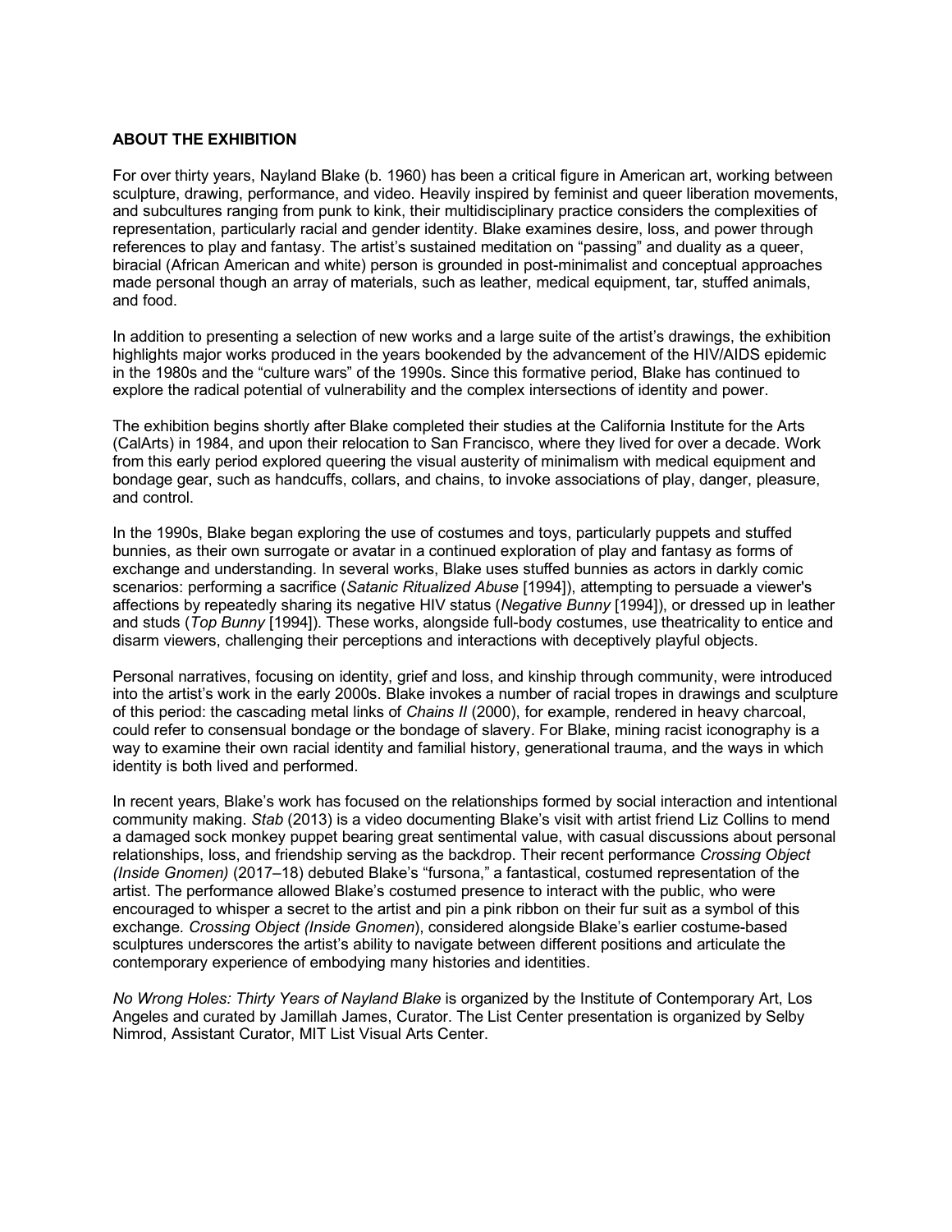## ABOUT THE EXHIBITION

For over thirty years, Nayland Blake (b. 1960) has been a critical figure in American art, working between sculpture, drawing, performance, and video. Heavily inspired by feminist and queer liberation movements, and subcultures ranging from punk to kink, their multidisciplinary practice considers the complexities of representation, particularly racial and gender identity. Blake examines desire, loss, and power through references to play and fantasy. The artist's sustained meditation on "passing" and duality as a queer, biracial (African American and white) person is grounded in post-minimalist and conceptual approaches made personal though an array of materials, such as leather, medical equipment, tar, stuffed animals, and food.

In addition to presenting a selection of new works and a large suite of the artist's drawings, the exhibition highlights major works produced in the years bookended by the advancement of the HIV/AIDS epidemic in the 1980s and the "culture wars" of the 1990s. Since this formative period, Blake has continued to explore the radical potential of vulnerability and the complex intersections of identity and power.

The exhibition begins shortly after Blake completed their studies at the California Institute for the Arts (CalArts) in 1984, and upon their relocation to San Francisco, where they lived for over a decade. Work from this early period explored queering the visual austerity of minimalism with medical equipment and bondage gear, such as handcuffs, collars, and chains, to invoke associations of play, danger, pleasure, and control.

In the 1990s, Blake began exploring the use of costumes and toys, particularly puppets and stuffed bunnies, as their own surrogate or avatar in a continued exploration of play and fantasy as forms of exchange and understanding. In several works, Blake uses stuffed bunnies as actors in darkly comic scenarios: performing a sacrifice (*Satanic Ritualized Abuse* [1994]), attempting to persuade a viewer's affections by repeatedly sharing its negative HIV status (*Negative Bunny* [1994]), or dressed up in leather and studs (*Top Bunny* [1994]). These works, alongside full-body costumes, use theatricality to entice and disarm viewers, challenging their perceptions and interactions with deceptively playful objects.

Personal narratives, focusing on identity, grief and loss, and kinship through community, were introduced into the artist's work in the early 2000s. Blake invokes a number of racial tropes in drawings and sculpture of this period: the cascading metal links of *Chains II* (2000), for example, rendered in heavy charcoal, could refer to consensual bondage or the bondage of slavery. For Blake, mining racist iconography is a way to examine their own racial identity and familial history, generational trauma, and the ways in which identity is both lived and performed.

In recent years, Blake's work has focused on the relationships formed by social interaction and intentional community making. *Stab* (2013) is a video documenting Blake's visit with artist friend Liz Collins to mend a damaged sock monkey puppet bearing great sentimental value, with casual discussions about personal relationships, loss, and friendship serving as the backdrop. Their recent performance *Crossing Object (Inside Gnomen)* (2017–18) debuted Blake's "fursona," a fantastical, costumed representation of the artist. The performance allowed Blake's costumed presence to interact with the public, who were encouraged to whisper a secret to the artist and pin a pink ribbon on their fur suit as a symbol of this exchange. *Crossing Object (Inside Gnomen*), considered alongside Blake's earlier costume-based sculptures underscores the artist's ability to navigate between different positions and articulate the contemporary experience of embodying many histories and identities.

*No Wrong Holes: Thirty Years of Nayland Blake* is organized by the Institute of Contemporary Art, Los Angeles and curated by Jamillah James, Curator. The List Center presentation is organized by Selby Nimrod, Assistant Curator, MIT List Visual Arts Center.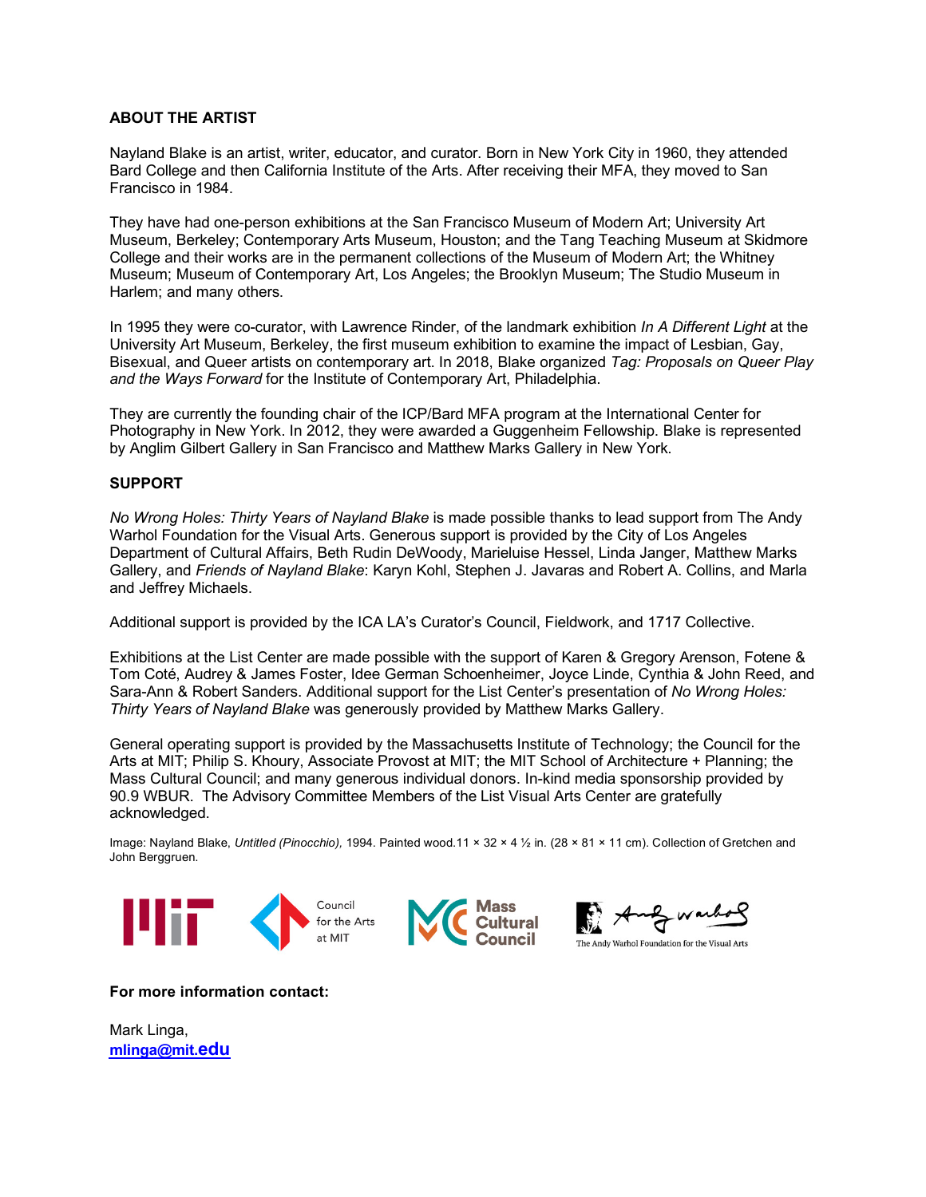## ABOUT THE ARTIST

Nayland Blake is an artist, writer, educator, and curator. Born in New York City in 1960, they attended Bard College and then California Institute of the Arts. After receiving their MFA, they moved to San Francisco in 1984.

They have had one-person exhibitions at the San Francisco Museum of Modern Art; University Art Museum, Berkeley; Contemporary Arts Museum, Houston; and the Tang Teaching Museum at Skidmore College and their works are in the permanent collections of the Museum of Modern Art; the Whitney Museum; Museum of Contemporary Art, Los Angeles; the Brooklyn Museum; The Studio Museum in Harlem; and many others.

In 1995 they were co-curator, with Lawrence Rinder, of the landmark exhibition *In A Different Light* at the University Art Museum, Berkeley, the first museum exhibition to examine the impact of Lesbian, Gay, Bisexual, and Queer artists on contemporary art. In 2018, Blake organized *Tag: Proposals on Queer Play and the Ways Forward* for the Institute of Contemporary Art, Philadelphia.

They are currently the founding chair of the ICP/Bard MFA program at the International Center for Photography in New York. In 2012, they were awarded a Guggenheim Fellowship. Blake is represented by Anglim Gilbert Gallery in San Francisco and Matthew Marks Gallery in New York.

## SUPPORT

*No Wrong Holes: Thirty Years of Nayland Blake* is made possible thanks to lead support from The Andy Warhol Foundation for the Visual Arts. Generous support is provided by the City of Los Angeles Department of Cultural Affairs, Beth Rudin DeWoody, Marieluise Hessel, Linda Janger, Matthew Marks Gallery, and *Friends of Nayland Blake*: Karyn Kohl, Stephen J. Javaras and Robert A. Collins, and Marla and Jeffrey Michaels.

Additional support is provided by the ICA LA's Curator's Council, Fieldwork, and 1717 Collective.

Exhibitions at the List Center are made possible with the support of Karen & Gregory Arenson, Fotene & Tom Coté, Audrey & James Foster, Idee German Schoenheimer, Joyce Linde, Cynthia & John Reed, and Sara-Ann & Robert Sanders. Additional support for the List Center's presentation of *No Wrong Holes: Thirty Years of Nayland Blake* was generously provided by Matthew Marks Gallery.

General operating support is provided by the Massachusetts Institute of Technology; the Council for the Arts at MIT; Philip S. Khoury, Associate Provost at MIT; the MIT School of Architecture + Planning; the Mass Cultural Council; and many generous individual donors. In-kind media sponsorship provided by 90.9 WBUR. The Advisory Committee Members of the List Visual Arts Center are gratefully acknowledged.

Image: Nayland Blake, *Untitled (Pinocchio),* 1994. Painted wood.11 × 32 × 4 ½ in. (28 × 81 × 11 cm). Collection of Gretchen and John Berggruen.

MIT | Council for the Arts at MIT | Mass Cultural Council | The Andy Warhol Foundation for the Visual Arts

**For more information contact:**

Mark Linga,
mlinga@mit.edu